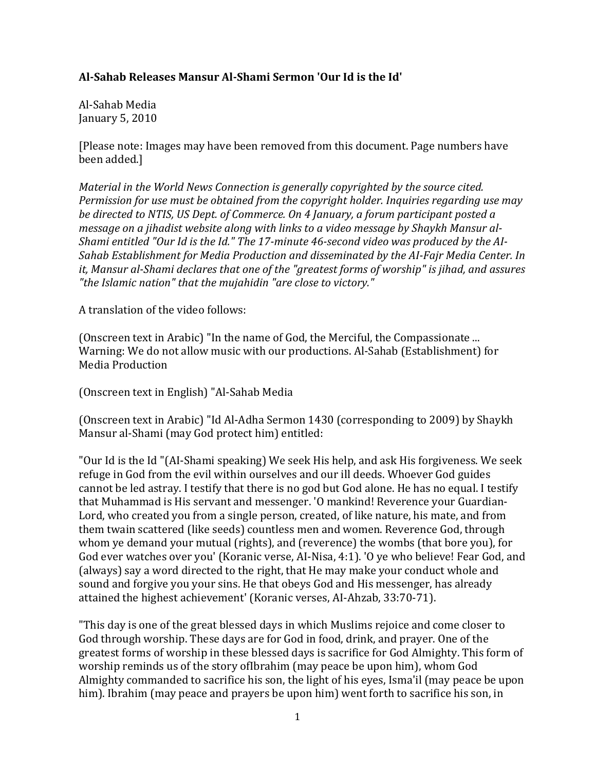**Al-Sahab Releases Mansur Al-Shami Sermon 'Our Id is the Id'**

Al-Sahab Media
January 5, 2010

[Please note: Images may have been removed from this document. Page numbers have been added.]

*Material in the World News Connection is generally copyrighted by the source cited. Permission for use must be obtained from the copyright holder. Inquiries regarding use may be directed to NTIS, US Dept. of Commerce. On 4 January, a forum participant posted a message on a jihadist website along with links to a video message by Shaykh Mansur al-Shami entitled "Our Id is the Id." The 17-minute 46-second video was produced by the AI-Sahab Establishment for Media Production and disseminated by the AI-Fajr Media Center. In it, Mansur al-Shami declares that one of the "greatest forms of worship" is jihad, and assures "the Islamic nation" that the mujahidin "are close to victory."*

A translation of the video follows:

(Onscreen text in Arabic) "In the name of God, the Merciful, the Compassionate ... Warning: We do not allow music with our productions. Al-Sahab (Establishment) for Media Production

(Onscreen text in English) "Al-Sahab Media

(Onscreen text in Arabic) "Id Al-Adha Sermon 1430 (corresponding to 2009) by Shaykh Mansur al-Shami (may God protect him) entitled:

"Our Id is the Id "(AI-Shami speaking) We seek His help, and ask His forgiveness. We seek refuge in God from the evil within ourselves and our ill deeds. Whoever God guides cannot be led astray. I testify that there is no god but God alone. He has no equal. I testify that Muhammad is His servant and messenger. 'O mankind! Reverence your Guardian-Lord, who created you from a single person, created, of like nature, his mate, and from them twain scattered (like seeds) countless men and women. Reverence God, through whom ye demand your mutual (rights), and (reverence) the wombs (that bore you), for God ever watches over you' (Koranic verse, AI-Nisa, 4:1). 'O ye who believe! Fear God, and (always) say a word directed to the right, that He may make your conduct whole and sound and forgive you your sins. He that obeys God and His messenger, has already attained the highest achievement' (Koranic verses, AI-Ahzab, 33:70-71).

"This day is one of the great blessed days in which Muslims rejoice and come closer to God through worship. These days are for God in food, drink, and prayer. One of the greatest forms of worship in these blessed days is sacrifice for God Almighty. This form of worship reminds us of the story ofIbrahim (may peace be upon him), whom God Almighty commanded to sacrifice his son, the light of his eyes, Isma'il (may peace be upon him). Ibrahim (may peace and prayers be upon him) went forth to sacrifice his son, in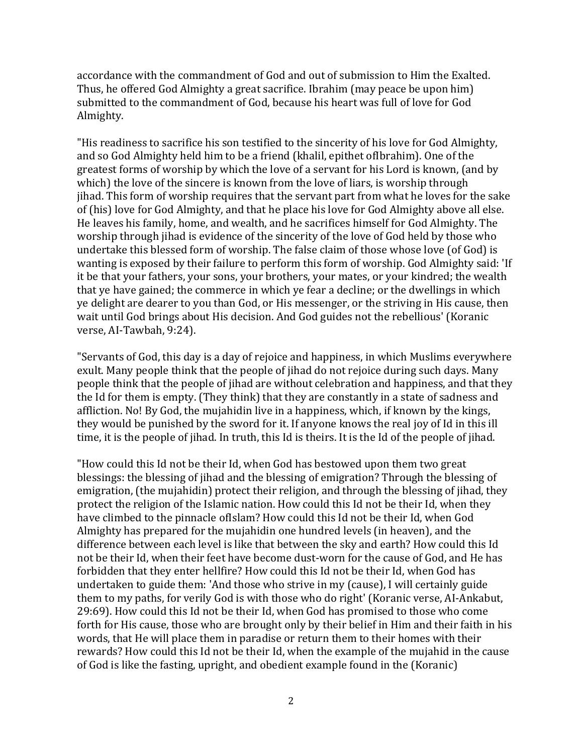accordance with the commandment of God and out of submission to Him the Exalted. Thus, he offered God Almighty a great sacrifice. Ibrahim (may peace be upon him) submitted to the commandment of God, because his heart was full of love for God Almighty.

"His readiness to sacrifice his son testified to the sincerity of his love for God Almighty, and so God Almighty held him to be a friend (khalil, epithet ofIbrahim). One of the greatest forms of worship by which the love of a servant for his Lord is known, (and by which) the love of the sincere is known from the love of liars, is worship through jihad. This form of worship requires that the servant part from what he loves for the sake of (his) love for God Almighty, and that he place his love for God Almighty above all else. He leaves his family, home, and wealth, and he sacrifices himself for God Almighty. The worship through jihad is evidence of the sincerity of the love of God held by those who undertake this blessed form of worship. The false claim of those whose love (of God) is wanting is exposed by their failure to perform this form of worship. God Almighty said: 'If it be that your fathers, your sons, your brothers, your mates, or your kindred; the wealth that ye have gained; the commerce in which ye fear a decline; or the dwellings in which ye delight are dearer to you than God, or His messenger, or the striving in His cause, then wait until God brings about His decision. And God guides not the rebellious' (Koranic verse, AI-Tawbah, 9:24).

"Servants of God, this day is a day of rejoice and happiness, in which Muslims everywhere exult. Many people think that the people of jihad do not rejoice during such days. Many people think that the people of jihad are without celebration and happiness, and that they the Id for them is empty. (They think) that they are constantly in a state of sadness and affliction. No! By God, the mujahidin live in a happiness, which, if known by the kings, they would be punished by the sword for it. If anyone knows the real joy of Id in this ill time, it is the people of jihad. In truth, this Id is theirs. It is the Id of the people of jihad.

"How could this Id not be their Id, when God has bestowed upon them two great blessings: the blessing of jihad and the blessing of emigration? Through the blessing of emigration, (the mujahidin) protect their religion, and through the blessing of jihad, they protect the religion of the Islamic nation. How could this Id not be their Id, when they have climbed to the pinnacle ofIslam? How could this Id not be their Id, when God Almighty has prepared for the mujahidin one hundred levels (in heaven), and the difference between each level is like that between the sky and earth? How could this Id not be their Id, when their feet have become dust-worn for the cause of God, and He has forbidden that they enter hellfire? How could this Id not be their Id, when God has undertaken to guide them: 'And those who strive in my (cause), I will certainly guide them to my paths, for verily God is with those who do right' (Koranic verse, AI-Ankabut, 29:69). How could this Id not be their Id, when God has promised to those who come forth for His cause, those who are brought only by their belief in Him and their faith in his words, that He will place them in paradise or return them to their homes with their rewards? How could this Id not be their Id, when the example of the mujahid in the cause of God is like the fasting, upright, and obedient example found in the (Koranic)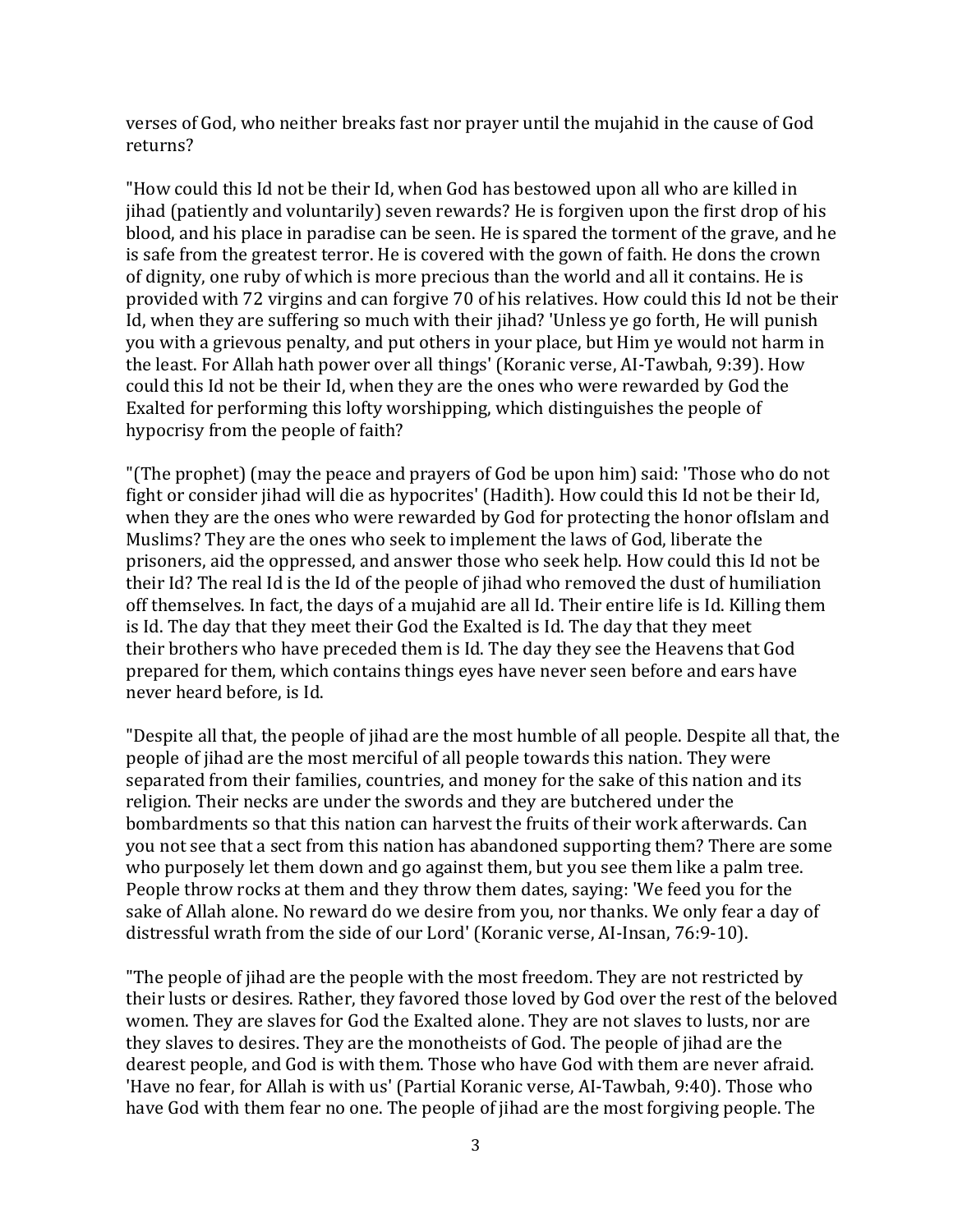verses of God, who neither breaks fast nor prayer until the mujahid in the cause of God returns?

"How could this Id not be their Id, when God has bestowed upon all who are killed in jihad (patiently and voluntarily) seven rewards? He is forgiven upon the first drop of his blood, and his place in paradise can be seen. He is spared the torment of the grave, and he is safe from the greatest terror. He is covered with the gown of faith. He dons the crown of dignity, one ruby of which is more precious than the world and all it contains. He is provided with 72 virgins and can forgive 70 of his relatives. How could this Id not be their Id, when they are suffering so much with their jihad? 'Unless ye go forth, He will punish you with a grievous penalty, and put others in your place, but Him ye would not harm in the least. For Allah hath power over all things' (Koranic verse, AI-Tawbah, 9:39). How could this Id not be their Id, when they are the ones who were rewarded by God the Exalted for performing this lofty worshipping, which distinguishes the people of hypocrisy from the people of faith?

"(The prophet) (may the peace and prayers of God be upon him) said: 'Those who do not fight or consider jihad will die as hypocrites' (Hadith). How could this Id not be their Id, when they are the ones who were rewarded by God for protecting the honor ofIslam and Muslims? They are the ones who seek to implement the laws of God, liberate the prisoners, aid the oppressed, and answer those who seek help. How could this Id not be their Id? The real Id is the Id of the people of jihad who removed the dust of humiliation off themselves. In fact, the days of a mujahid are all Id. Their entire life is Id. Killing them is Id. The day that they meet their God the Exalted is Id. The day that they meet their brothers who have preceded them is Id. The day they see the Heavens that God prepared for them, which contains things eyes have never seen before and ears have never heard before, is Id.

"Despite all that, the people of jihad are the most humble of all people. Despite all that, the people of jihad are the most merciful of all people towards this nation. They were separated from their families, countries, and money for the sake of this nation and its religion. Their necks are under the swords and they are butchered under the bombardments so that this nation can harvest the fruits of their work afterwards. Can you not see that a sect from this nation has abandoned supporting them? There are some who purposely let them down and go against them, but you see them like a palm tree. People throw rocks at them and they throw them dates, saying: 'We feed you for the sake of Allah alone. No reward do we desire from you, nor thanks. We only fear a day of distressful wrath from the side of our Lord' (Koranic verse, AI-Insan, 76:9-10).

"The people of jihad are the people with the most freedom. They are not restricted by their lusts or desires. Rather, they favored those loved by God over the rest of the beloved women. They are slaves for God the Exalted alone. They are not slaves to lusts, nor are they slaves to desires. They are the monotheists of God. The people of jihad are the dearest people, and God is with them. Those who have God with them are never afraid. 'Have no fear, for Allah is with us' (Partial Koranic verse, AI-Tawbah, 9:40). Those who have God with them fear no one. The people of jihad are the most forgiving people. The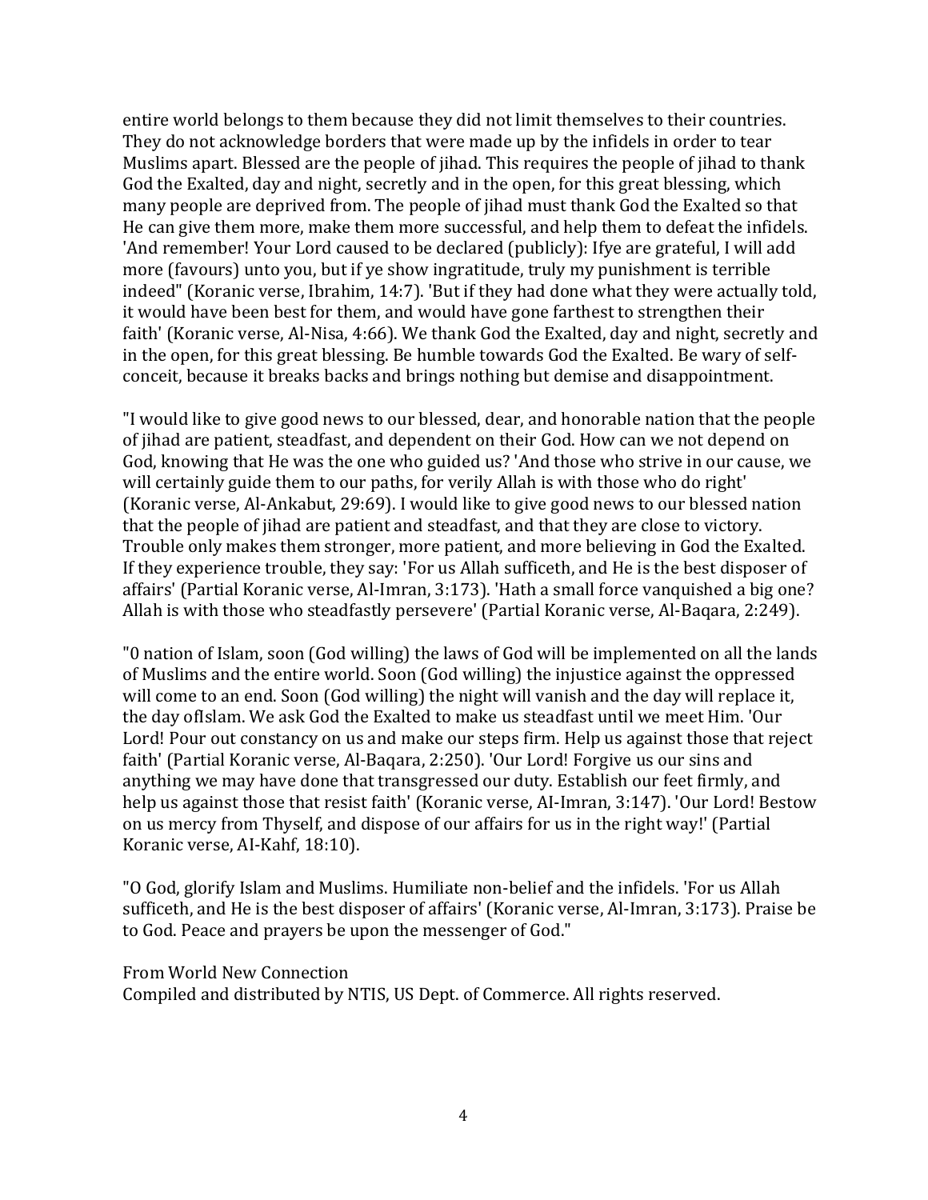entire world belongs to them because they did not limit themselves to their countries. They do not acknowledge borders that were made up by the infidels in order to tear Muslims apart. Blessed are the people of jihad. This requires the people of jihad to thank God the Exalted, day and night, secretly and in the open, for this great blessing, which many people are deprived from. The people of jihad must thank God the Exalted so that He can give them more, make them more successful, and help them to defeat the infidels. 'And remember! Your Lord caused to be declared (publicly): Ifye are grateful, I will add more (favours) unto you, but if ye show ingratitude, truly my punishment is terrible indeed" (Koranic verse, Ibrahim, 14:7). 'But if they had done what they were actually told, it would have been best for them, and would have gone farthest to strengthen their faith' (Koranic verse, Al-Nisa, 4:66). We thank God the Exalted, day and night, secretly and in the open, for this great blessing. Be humble towards God the Exalted. Be wary of self-conceit, because it breaks backs and brings nothing but demise and disappointment.

"I would like to give good news to our blessed, dear, and honorable nation that the people of jihad are patient, steadfast, and dependent on their God. How can we not depend on God, knowing that He was the one who guided us? 'And those who strive in our cause, we will certainly guide them to our paths, for verily Allah is with those who do right' (Koranic verse, Al-Ankabut, 29:69). I would like to give good news to our blessed nation that the people of jihad are patient and steadfast, and that they are close to victory. Trouble only makes them stronger, more patient, and more believing in God the Exalted. If they experience trouble, they say: 'For us Allah sufficeth, and He is the best disposer of affairs' (Partial Koranic verse, Al-Imran, 3:173). 'Hath a small force vanquished a big one? Allah is with those who steadfastly persevere' (Partial Koranic verse, Al-Baqara, 2:249).

"0 nation of Islam, soon (God willing) the laws of God will be implemented on all the lands of Muslims and the entire world. Soon (God willing) the injustice against the oppressed will come to an end. Soon (God willing) the night will vanish and the day will replace it, the day ofIslam. We ask God the Exalted to make us steadfast until we meet Him. 'Our Lord! Pour out constancy on us and make our steps firm. Help us against those that reject faith' (Partial Koranic verse, Al-Baqara, 2:250). 'Our Lord! Forgive us our sins and anything we may have done that transgressed our duty. Establish our feet firmly, and help us against those that resist faith' (Koranic verse, AI-Imran, 3:147). 'Our Lord! Bestow on us mercy from Thyself, and dispose of our affairs for us in the right way!' (Partial Koranic verse, AI-Kahf, 18:10).

"O God, glorify Islam and Muslims. Humiliate non-belief and the infidels. 'For us Allah sufficeth, and He is the best disposer of affairs' (Koranic verse, Al-Imran, 3:173). Praise be to God. Peace and prayers be upon the messenger of God."

From World New Connection
Compiled and distributed by NTIS, US Dept. of Commerce. All rights reserved.